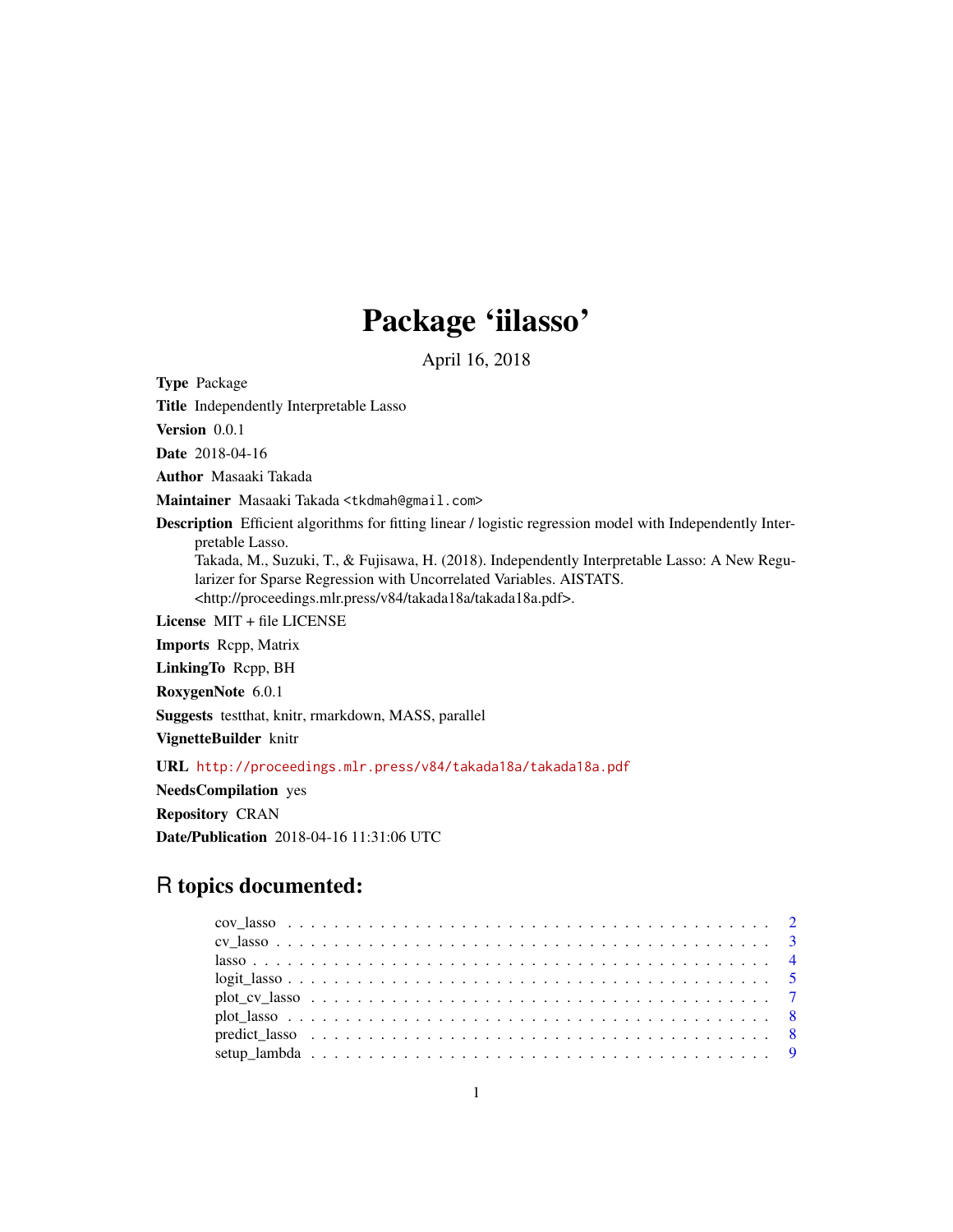# Package 'iilasso'

April 16, 2018

**Type** Package

**Title** Independently Interpretable Lasso

**Version** 0.0.1

**Date** 2018-04-16

**Author** Masaaki Takada

**Maintainer** Masaaki Takada <tkdmah@gmail.com>

**Description** Efficient algorithms for fitting linear / logistic regression model with Independently Interpretable Lasso.
Takada, M., Suzuki, T., & Fujisawa, H. (2018). Independently Interpretable Lasso: A New Regularizer for Sparse Regression with Uncorrelated Variables. AISTATS.
<http://proceedings.mlr.press/v84/takada18a/takada18a.pdf>.

**License** MIT + file LICENSE

**Imports** Rcpp, Matrix

**LinkingTo** Rcpp, BH

**RoxygenNote** 6.0.1

**Suggests** testthat, knitr, rmarkdown, MASS, parallel

**VignetteBuilder** knitr

**URL** http://proceedings.mlr.press/v84/takada18a/takada18a.pdf

**NeedsCompilation** yes

**Repository** CRAN

**Date/Publication** 2018-04-16 11:31:06 UTC

## R topics documented:

cov_lasso . . . . . . . . . . . . . . . . . . . . . . . . . . . . . . . . . . . . . . . . 2
cv_lasso . . . . . . . . . . . . . . . . . . . . . . . . . . . . . . . . . . . . . . . . 3
lasso . . . . . . . . . . . . . . . . . . . . . . . . . . . . . . . . . . . . . . . . 4
logit_lasso . . . . . . . . . . . . . . . . . . . . . . . . . . . . . . . . . . . . . . . . 5
plot_cv_lasso . . . . . . . . . . . . . . . . . . . . . . . . . . . . . . . . . . . . . . . . 7
plot_lasso . . . . . . . . . . . . . . . . . . . . . . . . . . . . . . . . . . . . . . . . 8
predict_lasso . . . . . . . . . . . . . . . . . . . . . . . . . . . . . . . . . . . . . . . . 8
setup_lambda . . . . . . . . . . . . . . . . . . . . . . . . . . . . . . . . . . . . . . . . 9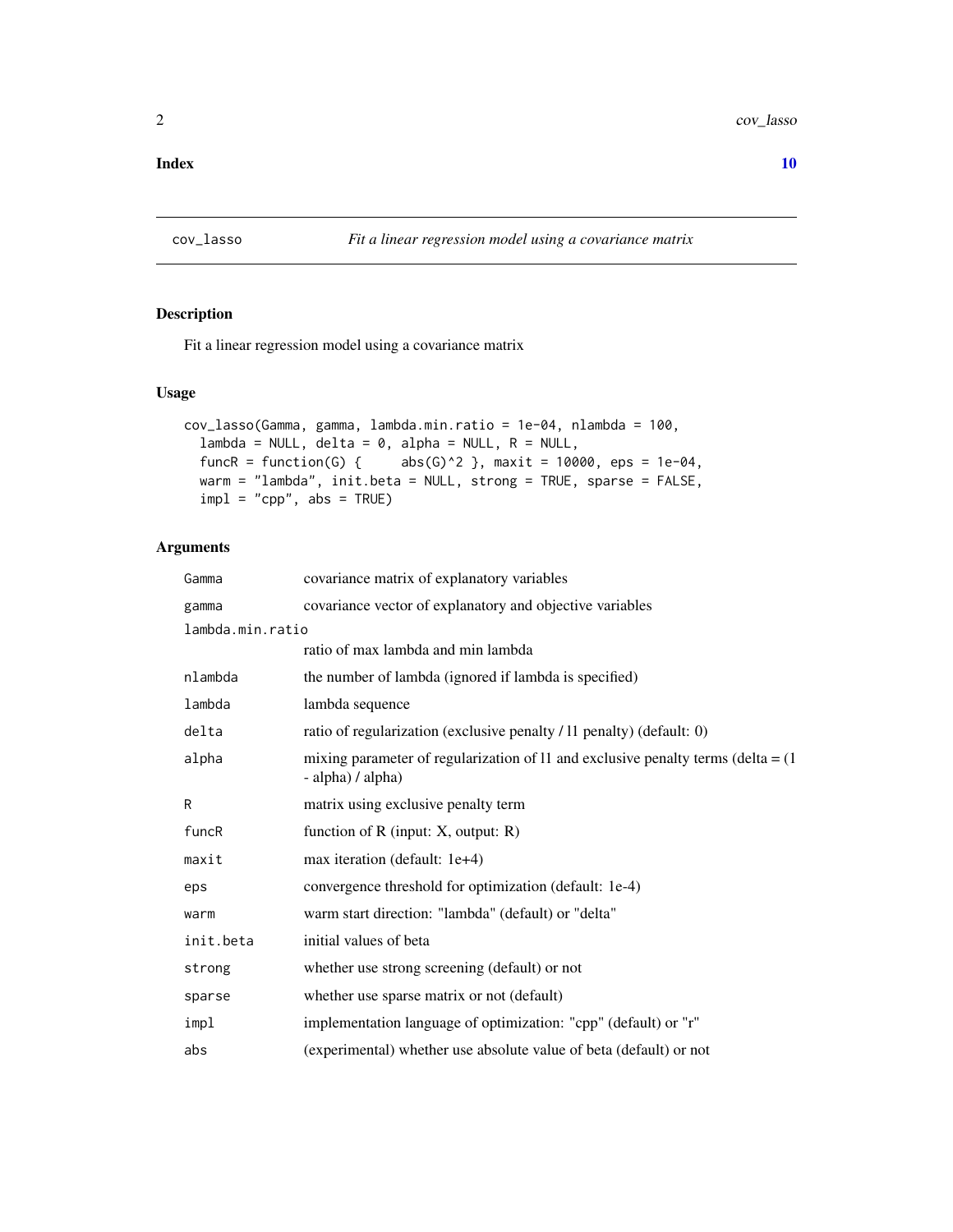**Index** 10

## cov_lasso — *Fit a linear regression model using a covariance matrix*

### Description

Fit a linear regression model using a covariance matrix

### Usage

```
cov_lasso(Gamma, gamma, lambda.min.ratio = 1e-04, nlambda = 100,
  lambda = NULL, delta = 0, alpha = NULL, R = NULL,
  funcR = function(G) {     abs(G)^2 }, maxit = 10000, eps = 1e-04,
  warm = "lambda", init.beta = NULL, strong = TRUE, sparse = FALSE,
  impl = "cpp", abs = TRUE)
```

### Arguments

| | |
|---|---|
| `Gamma` | covariance matrix of explanatory variables |
| `gamma` | covariance vector of explanatory and objective variables |
| `lambda.min.ratio` | ratio of max lambda and min lambda |
| `nlambda` | the number of lambda (ignored if lambda is specified) |
| `lambda` | lambda sequence |
| `delta` | ratio of regularization (exclusive penalty / l1 penalty) (default: 0) |
| `alpha` | mixing parameter of regularization of l1 and exclusive penalty terms (delta = (1 - alpha) / alpha) |
| `R` | matrix using exclusive penalty term |
| `funcR` | function of R (input: X, output: R) |
| `maxit` | max iteration (default: 1e+4) |
| `eps` | convergence threshold for optimization (default: 1e-4) |
| `warm` | warm start direction: "lambda" (default) or "delta" |
| `init.beta` | initial values of beta |
| `strong` | whether use strong screening (default) or not |
| `sparse` | whether use sparse matrix or not (default) |
| `impl` | implementation language of optimization: "cpp" (default) or "r" |
| `abs` | (experimental) whether use absolute value of beta (default) or not |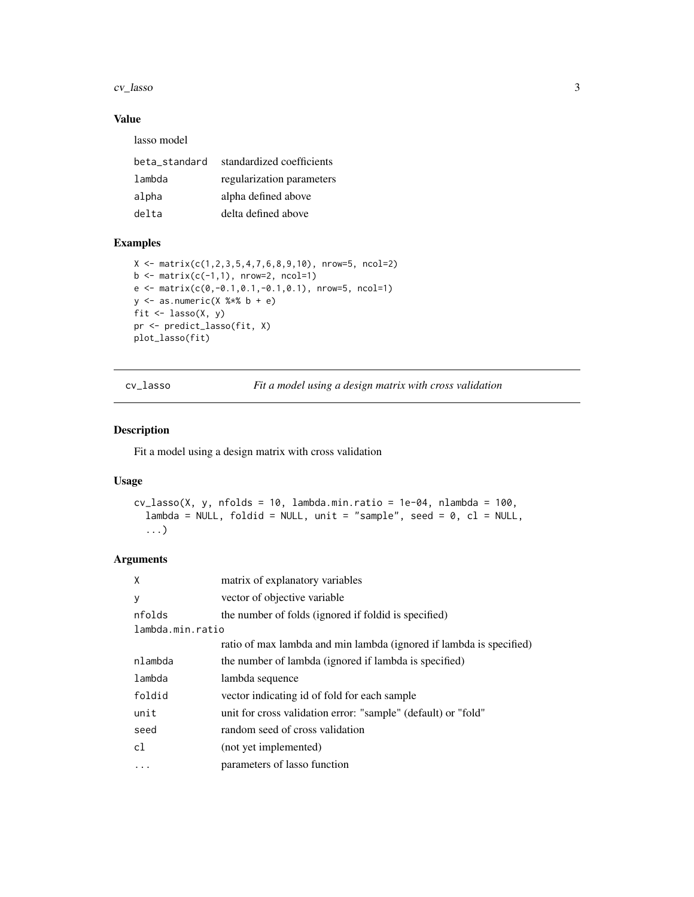## Value

lasso model

| | |
|---|---|
| beta_standard | standardized coefficients |
| lambda | regularization parameters |
| alpha | alpha defined above |
| delta | delta defined above |

## Examples

```
X <- matrix(c(1,2,3,5,4,7,6,8,9,10), nrow=5, ncol=2)
b <- matrix(c(-1,1), nrow=2, ncol=1)
e <- matrix(c(0,-0.1,0.1,-0.1,0.1), nrow=5, ncol=1)
y <- as.numeric(X %*% b + e)
fit <- lasso(X, y)
pr <- predict_lasso(fit, X)
plot_lasso(fit)
```

---

# cv_lasso — *Fit a model using a design matrix with cross validation*

---

## Description

Fit a model using a design matrix with cross validation

## Usage

```
cv_lasso(X, y, nfolds = 10, lambda.min.ratio = 1e-04, nlambda = 100,
  lambda = NULL, foldid = NULL, unit = "sample", seed = 0, cl = NULL,
  ...)
```

## Arguments

| | |
|---|---|
| X | matrix of explanatory variables |
| y | vector of objective variable |
| nfolds | the number of folds (ignored if foldid is specified) |
| lambda.min.ratio | ratio of max lambda and min lambda (ignored if lambda is specified) |
| nlambda | the number of lambda (ignored if lambda is specified) |
| lambda | lambda sequence |
| foldid | vector indicating id of fold for each sample |
| unit | unit for cross validation error: "sample" (default) or "fold" |
| seed | random seed of cross validation |
| cl | (not yet implemented) |
| ... | parameters of lasso function |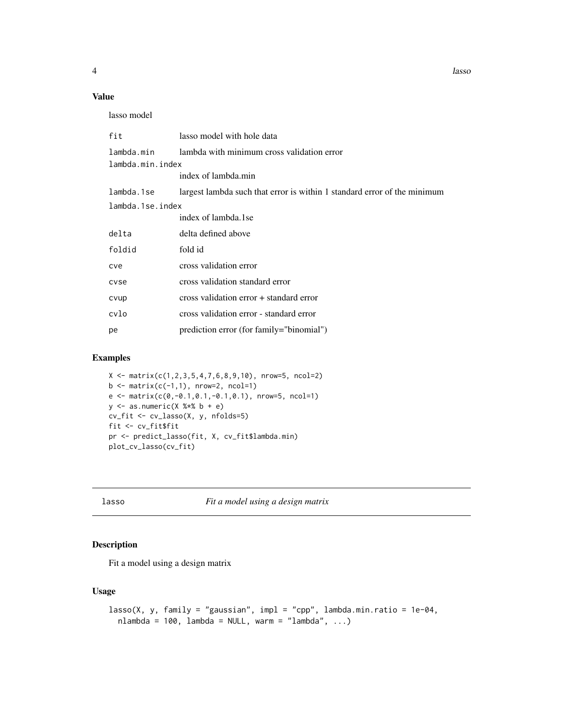### Value

lasso model

| | |
|---|---|
| fit | lasso model with hole data |
| lambda.min | lambda with minimum cross validation error |
| lambda.min.index | index of lambda.min |
| lambda.1se | largest lambda such that error is within 1 standard error of the minimum |
| lambda.1se.index | index of lambda.1se |
| delta | delta defined above |
| foldid | fold id |
| cve | cross validation error |
| cvse | cross validation standard error |
| cvup | cross validation error + standard error |
| cvlo | cross validation error - standard error |
| pe | prediction error (for family="binomial") |

### Examples

```
X <- matrix(c(1,2,3,5,4,7,6,8,9,10), nrow=5, ncol=2)
b <- matrix(c(-1,1), nrow=2, ncol=1)
e <- matrix(c(0,-0.1,0.1,-0.1,0.1), nrow=5, ncol=1)
y <- as.numeric(X %*% b + e)
cv_fit <- cv_lasso(X, y, nfolds=5)
fit <- cv_fit$fit
pr <- predict_lasso(fit, X, cv_fit$lambda.min)
plot_cv_lasso(cv_fit)
```

## lasso — *Fit a model using a design matrix*

### Description

Fit a model using a design matrix

### Usage

```
lasso(X, y, family = "gaussian", impl = "cpp", lambda.min.ratio = 1e-04,
  nlambda = 100, lambda = NULL, warm = "lambda", ...)
```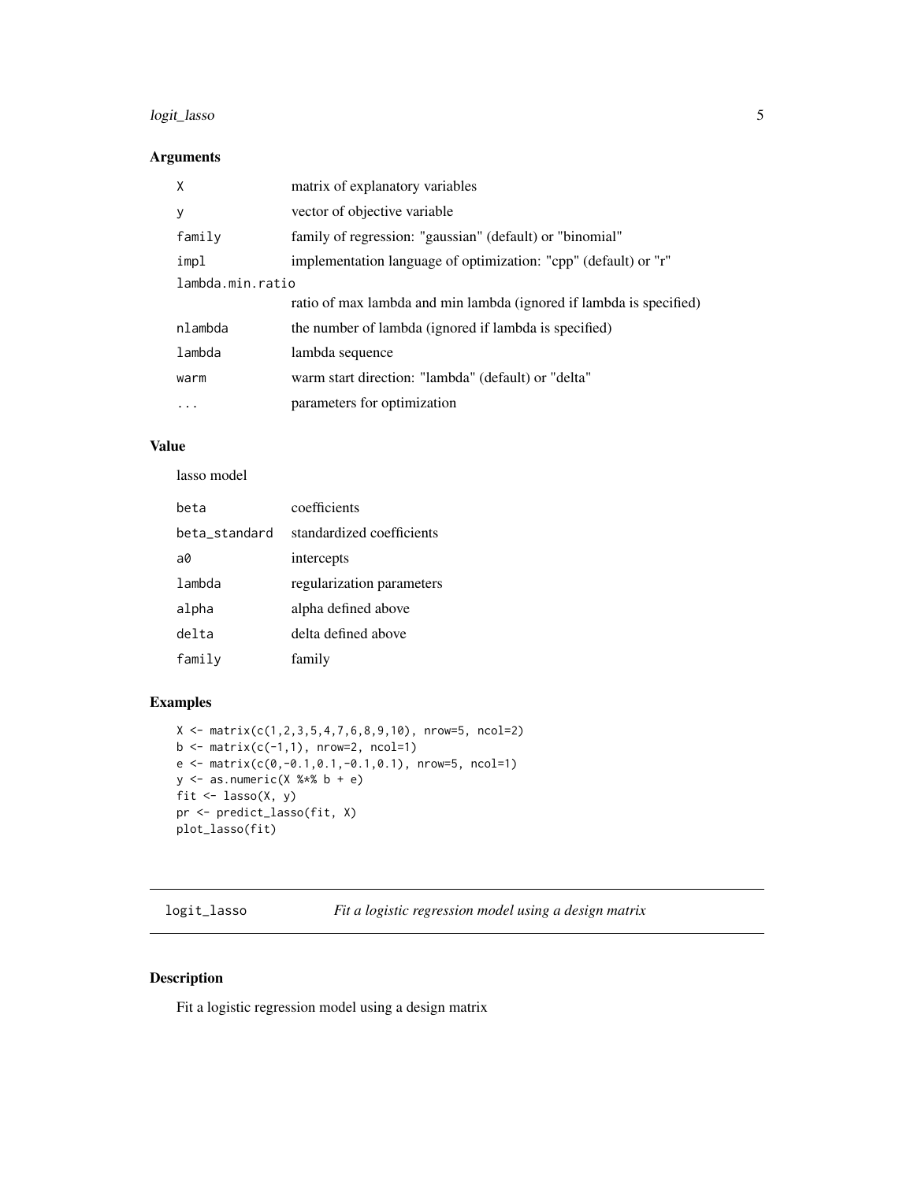## Arguments

| | |
|---|---|
| X | matrix of explanatory variables |
| y | vector of objective variable |
| family | family of regression: "gaussian" (default) or "binomial" |
| impl | implementation language of optimization: "cpp" (default) or "r" |
| lambda.min.ratio | ratio of max lambda and min lambda (ignored if lambda is specified) |
| nlambda | the number of lambda (ignored if lambda is specified) |
| lambda | lambda sequence |
| warm | warm start direction: "lambda" (default) or "delta" |
| ... | parameters for optimization |

## Value

lasso model

| | |
|---|---|
| beta | coefficients |
| beta_standard | standardized coefficients |
| a0 | intercepts |
| lambda | regularization parameters |
| alpha | alpha defined above |
| delta | delta defined above |
| family | family |

## Examples

```
X <- matrix(c(1,2,3,5,4,7,6,8,9,10), nrow=5, ncol=2)
b <- matrix(c(-1,1), nrow=2, ncol=1)
e <- matrix(c(0,-0.1,0.1,-0.1,0.1), nrow=5, ncol=1)
y <- as.numeric(X %*% b + e)
fit <- lasso(X, y)
pr <- predict_lasso(fit, X)
plot_lasso(fit)
```

---

# logit_lasso — *Fit a logistic regression model using a design matrix*

## Description

Fit a logistic regression model using a design matrix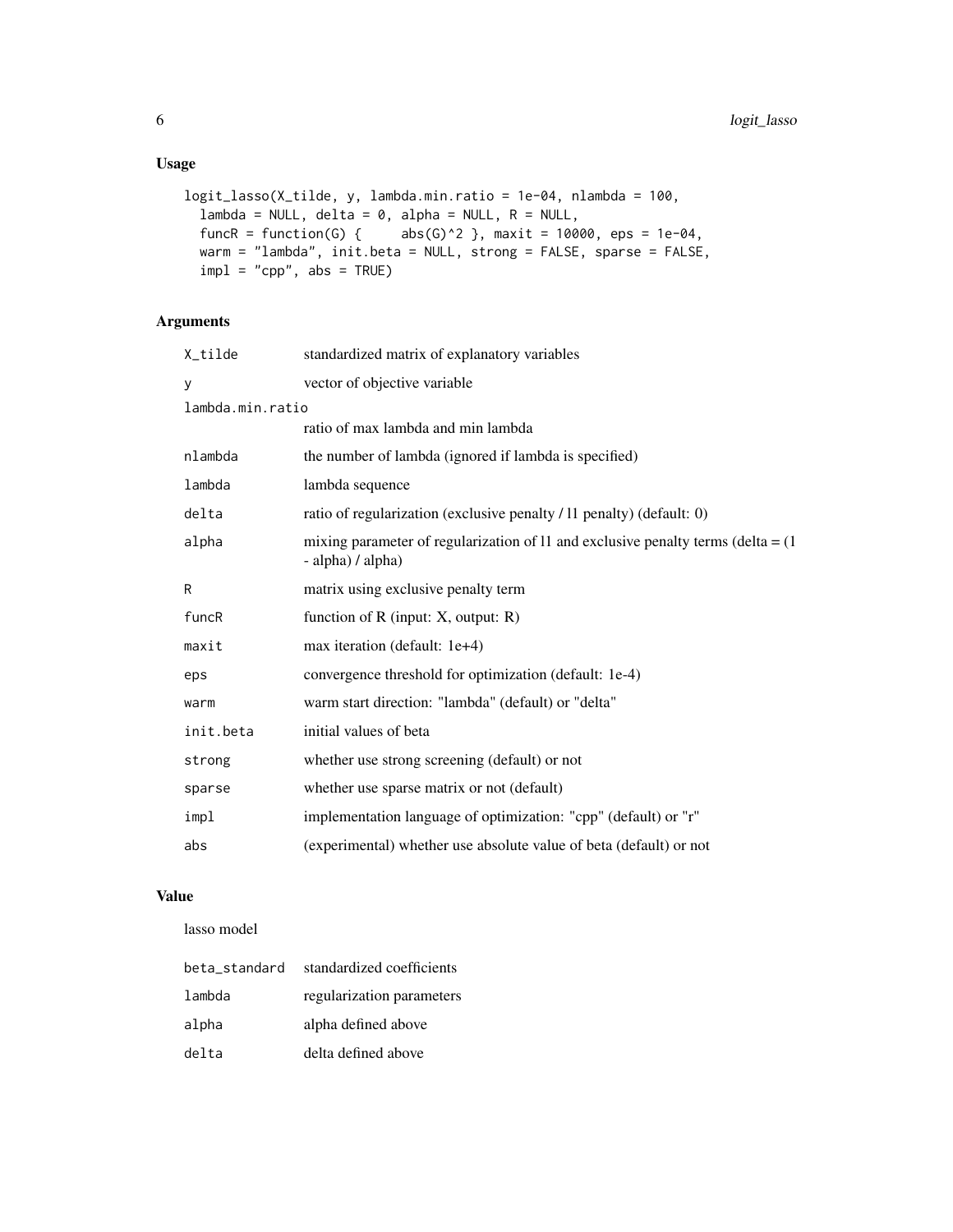## Usage

```
logit_lasso(X_tilde, y, lambda.min.ratio = 1e-04, nlambda = 100,
  lambda = NULL, delta = 0, alpha = NULL, R = NULL,
  funcR = function(G) {     abs(G)^2 }, maxit = 10000, eps = 1e-04,
  warm = "lambda", init.beta = NULL, strong = FALSE, sparse = FALSE,
  impl = "cpp", abs = TRUE)
```

## Arguments

| | |
|---|---|
| X_tilde | standardized matrix of explanatory variables |
| y | vector of objective variable |
| lambda.min.ratio | ratio of max lambda and min lambda |
| nlambda | the number of lambda (ignored if lambda is specified) |
| lambda | lambda sequence |
| delta | ratio of regularization (exclusive penalty / l1 penalty) (default: 0) |
| alpha | mixing parameter of regularization of l1 and exclusive penalty terms (delta = (1 - alpha) / alpha) |
| R | matrix using exclusive penalty term |
| funcR | function of R (input: X, output: R) |
| maxit | max iteration (default: 1e+4) |
| eps | convergence threshold for optimization (default: 1e-4) |
| warm | warm start direction: "lambda" (default) or "delta" |
| init.beta | initial values of beta |
| strong | whether use strong screening (default) or not |
| sparse | whether use sparse matrix or not (default) |
| impl | implementation language of optimization: "cpp" (default) or "r" |
| abs | (experimental) whether use absolute value of beta (default) or not |

## Value

lasso model

| | |
|---|---|
| beta_standard | standardized coefficients |
| lambda | regularization parameters |
| alpha | alpha defined above |
| delta | delta defined above |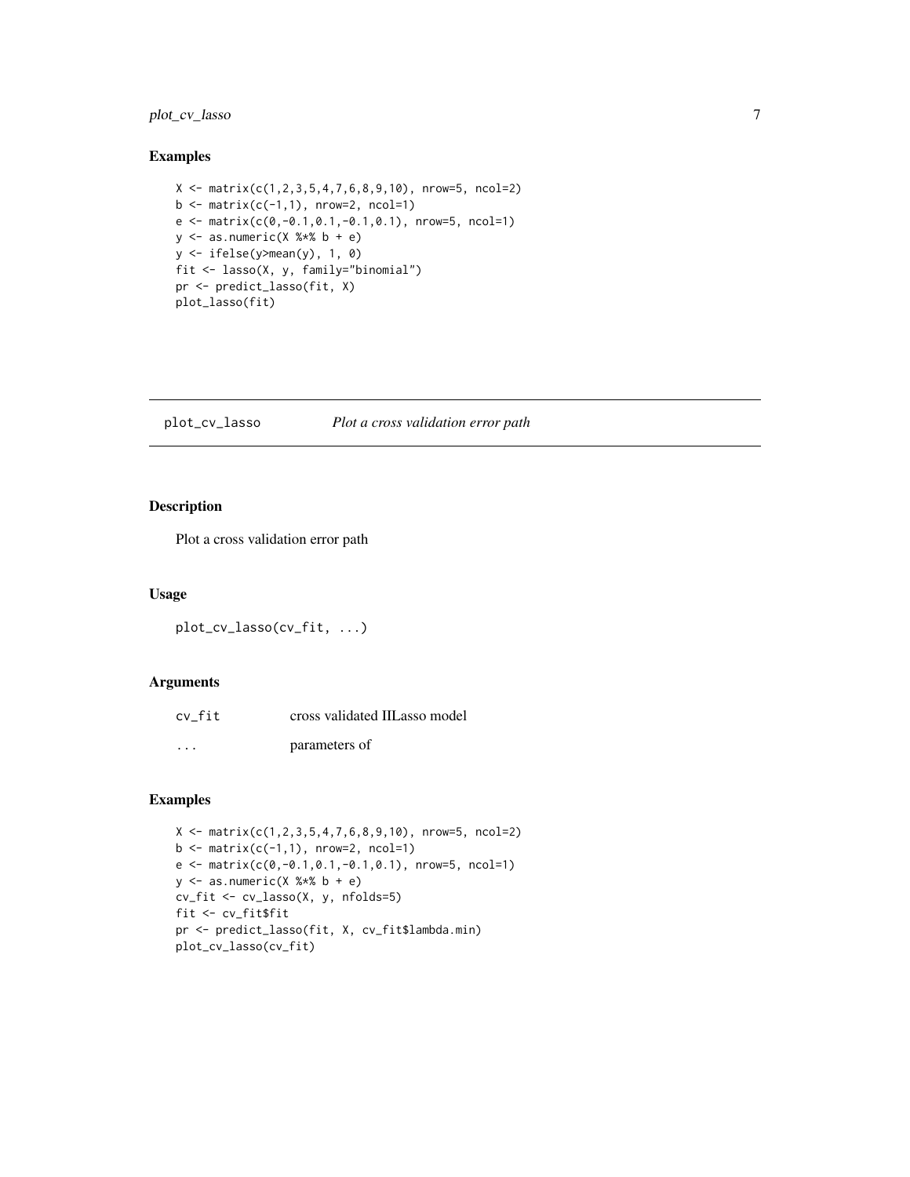## Examples

```
X <- matrix(c(1,2,3,5,4,7,6,8,9,10), nrow=5, ncol=2)
b <- matrix(c(-1,1), nrow=2, ncol=1)
e <- matrix(c(0,-0.1,0.1,-0.1,0.1), nrow=5, ncol=1)
y <- as.numeric(X %*% b + e)
y <- ifelse(y>mean(y), 1, 0)
fit <- lasso(X, y, family="binomial")
pr <- predict_lasso(fit, X)
plot_lasso(fit)
```

---

`plot_cv_lasso` *Plot a cross validation error path*

---

## Description

Plot a cross validation error path

## Usage

```
plot_cv_lasso(cv_fit, ...)
```

## Arguments

| | |
|---|---|
| `cv_fit` | cross validated IILasso model |
| `...` | parameters of |

## Examples

```
X <- matrix(c(1,2,3,5,4,7,6,8,9,10), nrow=5, ncol=2)
b <- matrix(c(-1,1), nrow=2, ncol=1)
e <- matrix(c(0,-0.1,0.1,-0.1,0.1), nrow=5, ncol=1)
y <- as.numeric(X %*% b + e)
cv_fit <- cv_lasso(X, y, nfolds=5)
fit <- cv_fit$fit
pr <- predict_lasso(fit, X, cv_fit$lambda.min)
plot_cv_lasso(cv_fit)
```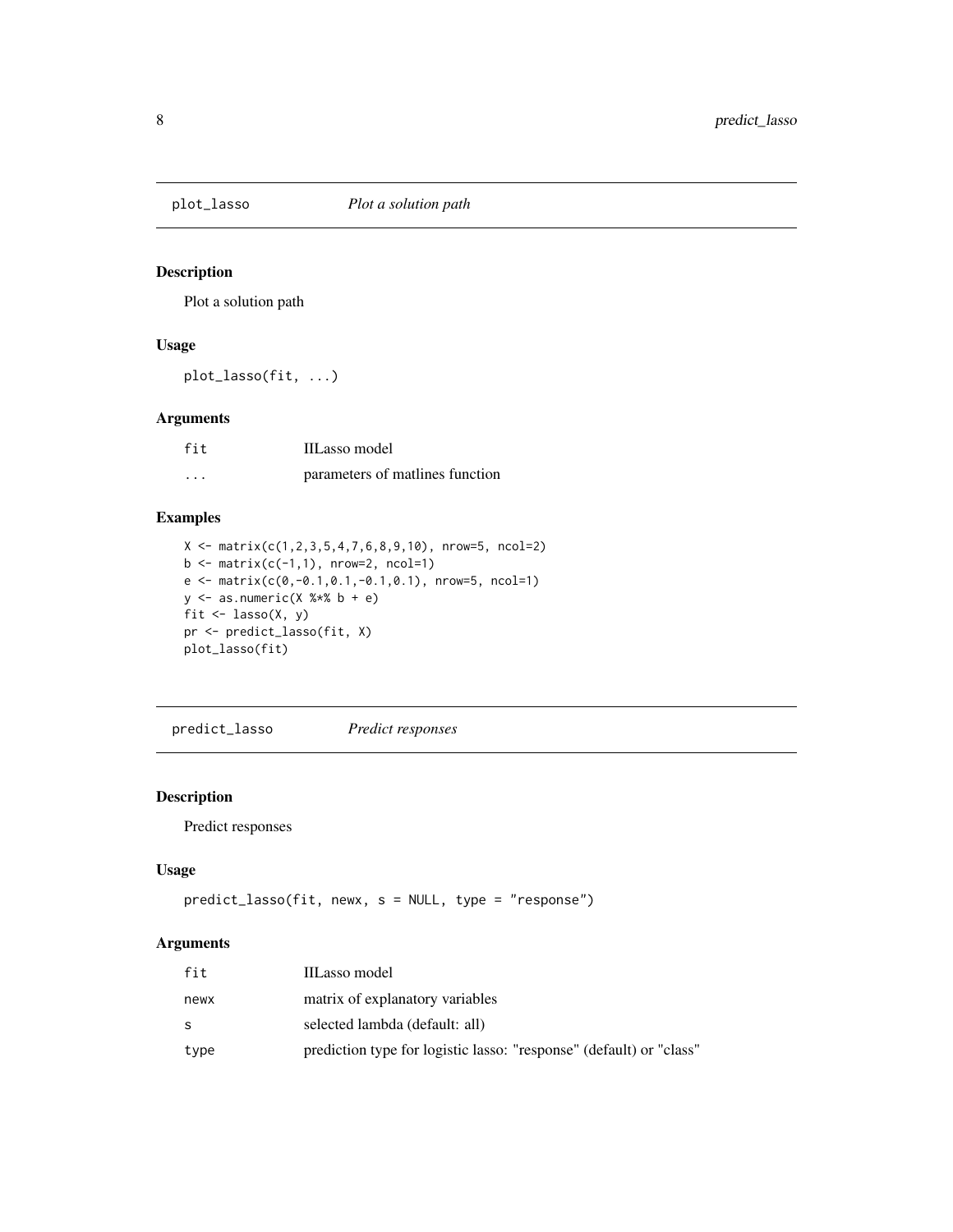## plot_lasso *Plot a solution path*

### Description

Plot a solution path

### Usage

```
plot_lasso(fit, ...)
```

### Arguments

| | |
|---|---|
| fit | IILasso model |
| ... | parameters of matlines function |

### Examples

```
X <- matrix(c(1,2,3,5,4,7,6,8,9,10), nrow=5, ncol=2)
b <- matrix(c(-1,1), nrow=2, ncol=1)
e <- matrix(c(0,-0.1,0.1,-0.1,0.1), nrow=5, ncol=1)
y <- as.numeric(X %*% b + e)
fit <- lasso(X, y)
pr <- predict_lasso(fit, X)
plot_lasso(fit)
```

## predict_lasso *Predict responses*

### Description

Predict responses

### Usage

```
predict_lasso(fit, newx, s = NULL, type = "response")
```

### Arguments

| | |
|---|---|
| fit | IILasso model |
| newx | matrix of explanatory variables |
| s | selected lambda (default: all) |
| type | prediction type for logistic lasso: "response" (default) or "class" |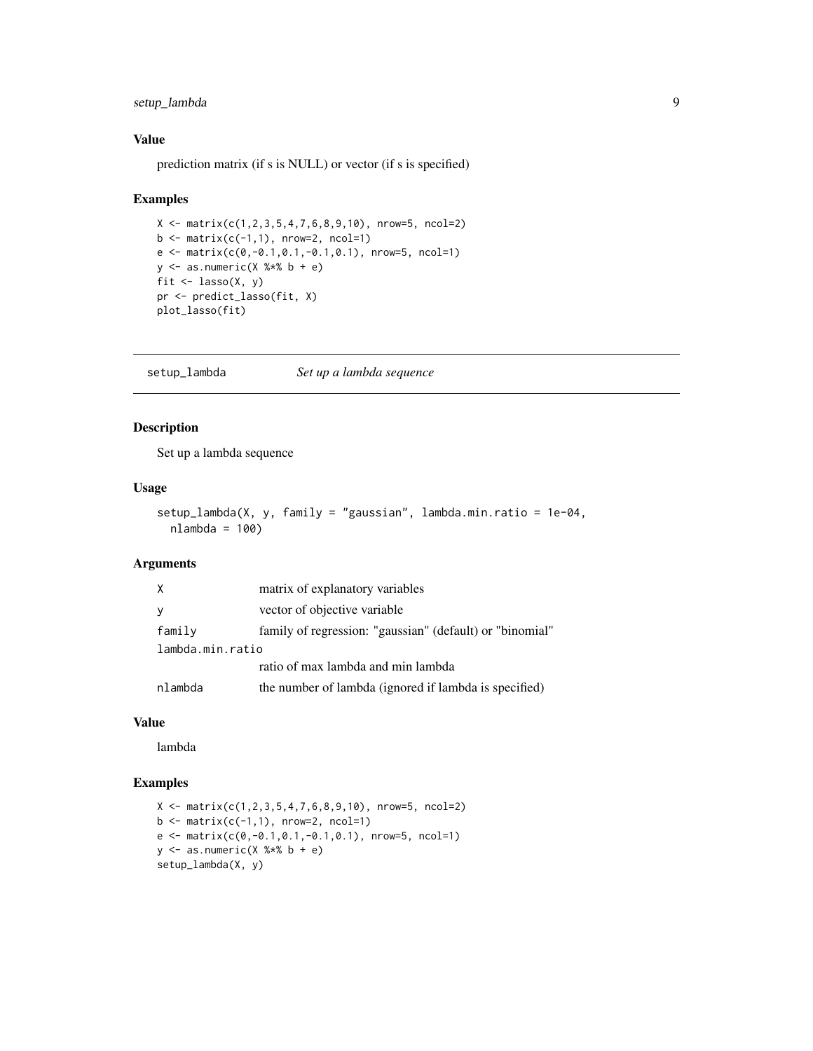### Value

prediction matrix (if s is NULL) or vector (if s is specified)

### Examples

```
X <- matrix(c(1,2,3,5,4,7,6,8,9,10), nrow=5, ncol=2)
b <- matrix(c(-1,1), nrow=2, ncol=1)
e <- matrix(c(0,-0.1,0.1,-0.1,0.1), nrow=5, ncol=1)
y <- as.numeric(X %*% b + e)
fit <- lasso(X, y)
pr <- predict_lasso(fit, X)
plot_lasso(fit)
```

---

## setup_lambda — *Set up a lambda sequence*

---

### Description

Set up a lambda sequence

### Usage

```
setup_lambda(X, y, family = "gaussian", lambda.min.ratio = 1e-04,
  nlambda = 100)
```

### Arguments

| Argument | Description |
|---|---|
| X | matrix of explanatory variables |
| y | vector of objective variable |
| family | family of regression: "gaussian" (default) or "binomial" |
| lambda.min.ratio | ratio of max lambda and min lambda |
| nlambda | the number of lambda (ignored if lambda is specified) |

### Value

lambda

### Examples

```
X <- matrix(c(1,2,3,5,4,7,6,8,9,10), nrow=5, ncol=2)
b <- matrix(c(-1,1), nrow=2, ncol=1)
e <- matrix(c(0,-0.1,0.1,-0.1,0.1), nrow=5, ncol=1)
y <- as.numeric(X %*% b + e)
setup_lambda(X, y)
```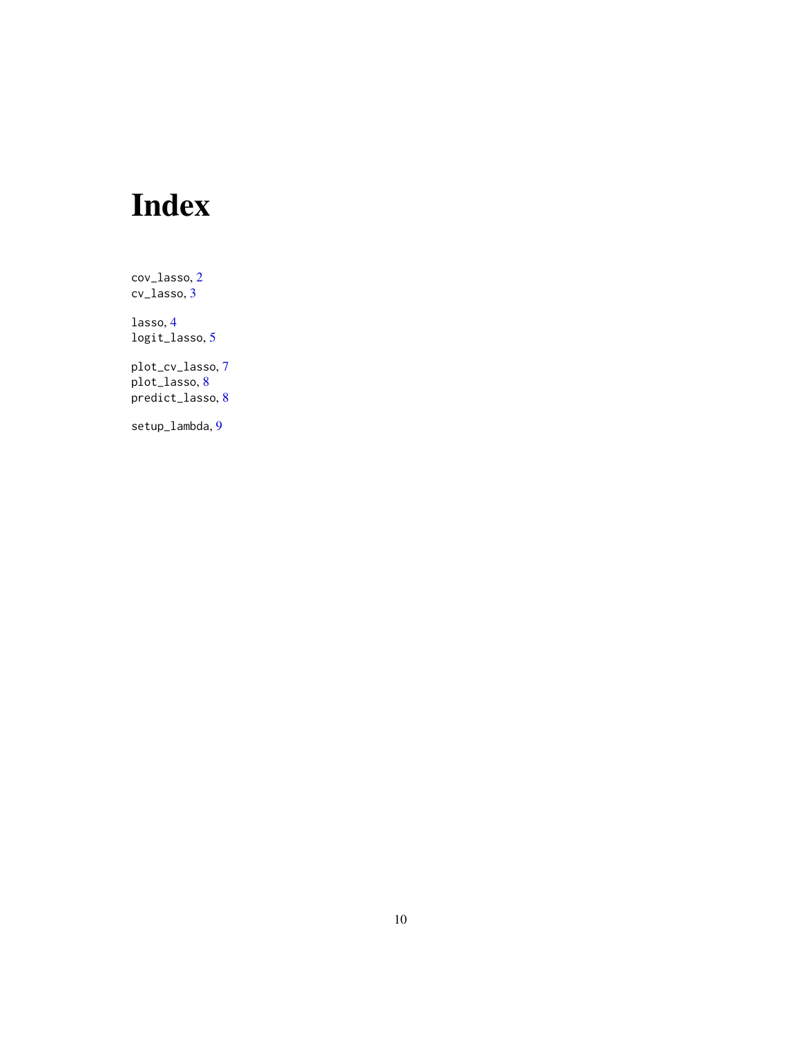# Index

cov_lasso, 2
cv_lasso, 3

lasso, 4
logit_lasso, 5

plot_cv_lasso, 7
plot_lasso, 8
predict_lasso, 8

setup_lambda, 9